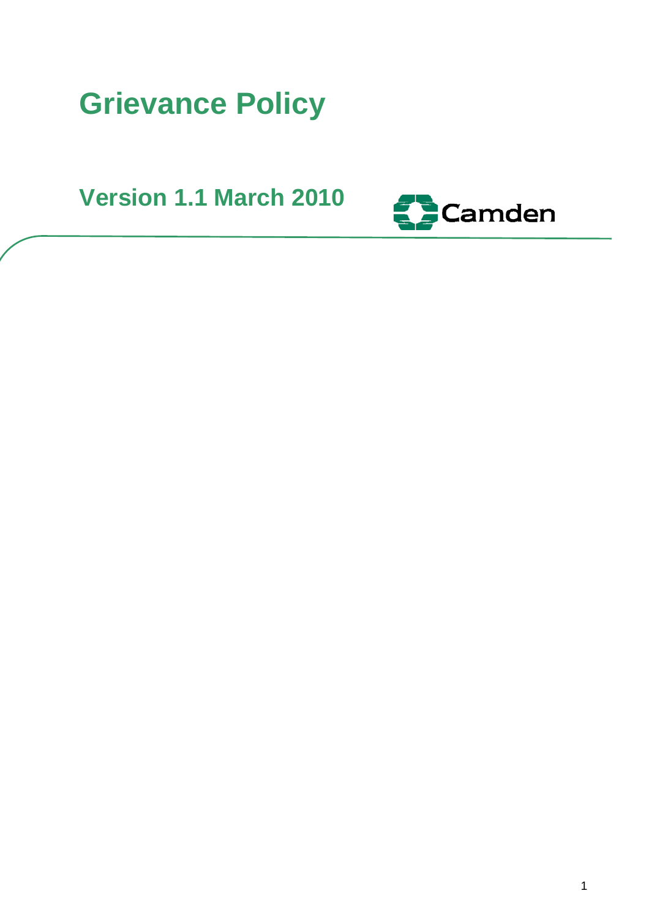# Grievance Policy

## Version 1.1 March 2010

Camden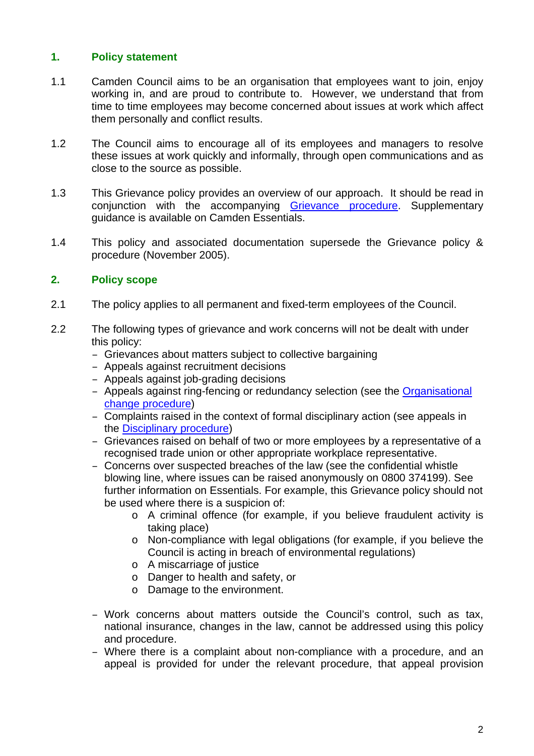## 1. Policy statement

1.1 Camden Council aims to be an organisation that employees want to join, enjoy working in, and are proud to contribute to. However, we understand that from time to time employees may become concerned about issues at work which affect them personally and conflict results.

1.2 The Council aims to encourage all of its employees and managers to resolve these issues at work quickly and informally, through open communications and as close to the source as possible.

1.3 This Grievance policy provides an overview of our approach. It should be read in conjunction with the accompanying Grievance procedure. Supplementary guidance is available on Camden Essentials.

1.4 This policy and associated documentation supersede the Grievance policy & procedure (November 2005).

## 2. Policy scope

2.1 The policy applies to all permanent and fixed-term employees of the Council.

2.2 The following types of grievance and work concerns will not be dealt with under this policy:

- Grievances about matters subject to collective bargaining
- Appeals against recruitment decisions
- Appeals against job-grading decisions
- Appeals against ring-fencing or redundancy selection (see the Organisational change procedure)
- Complaints raised in the context of formal disciplinary action (see appeals in the Disciplinary procedure)
- Grievances raised on behalf of two or more employees by a representative of a recognised trade union or other appropriate workplace representative.
- Concerns over suspected breaches of the law (see the confidential whistle blowing line, where issues can be raised anonymously on 0800 374199). See further information on Essentials. For example, this Grievance policy should not be used where there is a suspicion of:
    - A criminal offence (for example, if you believe fraudulent activity is taking place)
    - Non-compliance with legal obligations (for example, if you believe the Council is acting in breach of environmental regulations)
    - A miscarriage of justice
    - Danger to health and safety, or
    - Damage to the environment.
- Work concerns about matters outside the Council's control, such as tax, national insurance, changes in the law, cannot be addressed using this policy and procedure.
- Where there is a complaint about non-compliance with a procedure, and an appeal is provided for under the relevant procedure, that appeal provision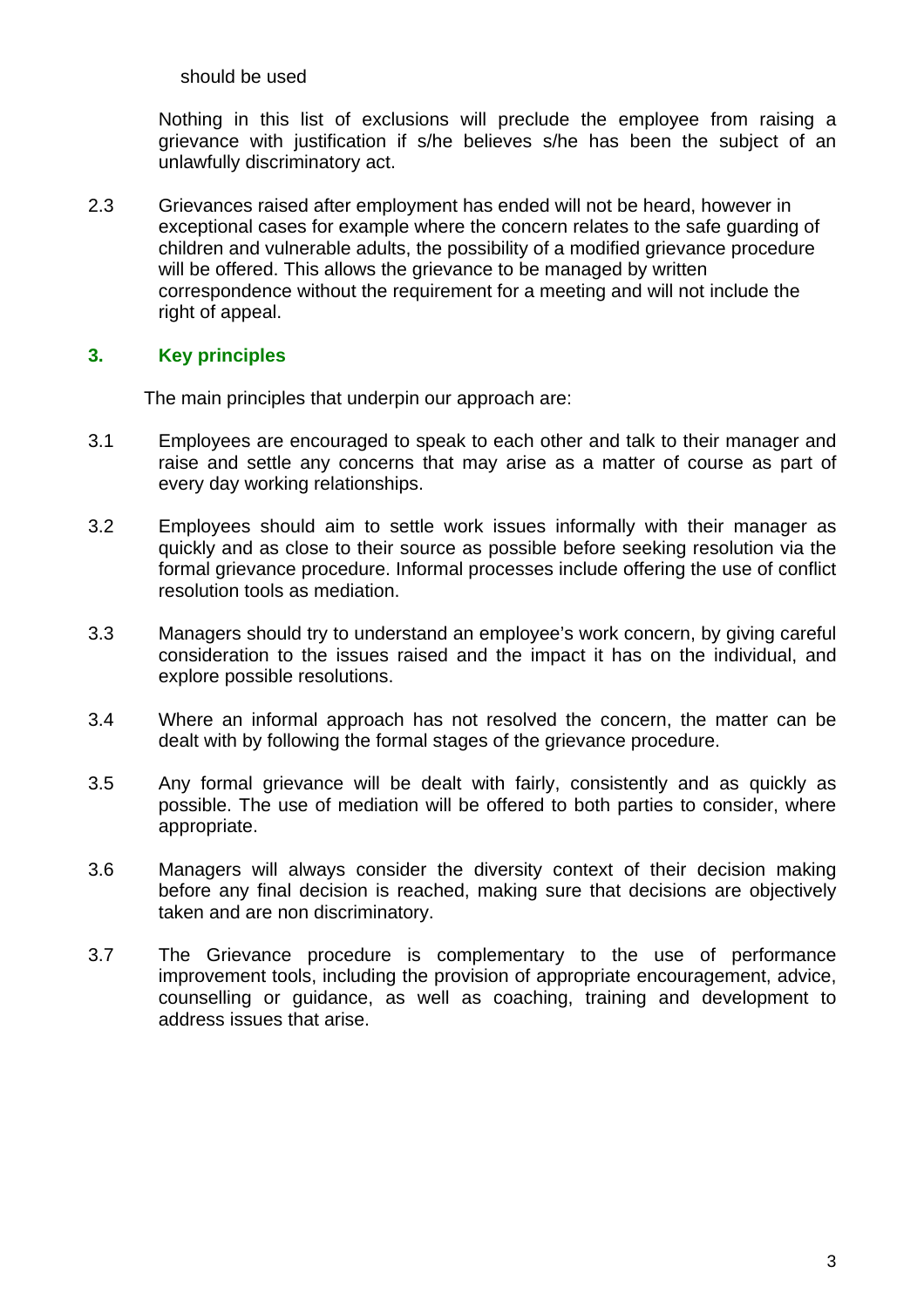should be used

Nothing in this list of exclusions will preclude the employee from raising a grievance with justification if s/he believes s/he has been the subject of an unlawfully discriminatory act.

2.3 Grievances raised after employment has ended will not be heard, however in exceptional cases for example where the concern relates to the safe guarding of children and vulnerable adults, the possibility of a modified grievance procedure will be offered. This allows the grievance to be managed by written correspondence without the requirement for a meeting and will not include the right of appeal.

## 3. Key principles

The main principles that underpin our approach are:

3.1 Employees are encouraged to speak to each other and talk to their manager and raise and settle any concerns that may arise as a matter of course as part of every day working relationships.

3.2 Employees should aim to settle work issues informally with their manager as quickly and as close to their source as possible before seeking resolution via the formal grievance procedure. Informal processes include offering the use of conflict resolution tools as mediation.

3.3 Managers should try to understand an employee's work concern, by giving careful consideration to the issues raised and the impact it has on the individual, and explore possible resolutions.

3.4 Where an informal approach has not resolved the concern, the matter can be dealt with by following the formal stages of the grievance procedure.

3.5 Any formal grievance will be dealt with fairly, consistently and as quickly as possible. The use of mediation will be offered to both parties to consider, where appropriate.

3.6 Managers will always consider the diversity context of their decision making before any final decision is reached, making sure that decisions are objectively taken and are non discriminatory.

3.7 The Grievance procedure is complementary to the use of performance improvement tools, including the provision of appropriate encouragement, advice, counselling or guidance, as well as coaching, training and development to address issues that arise.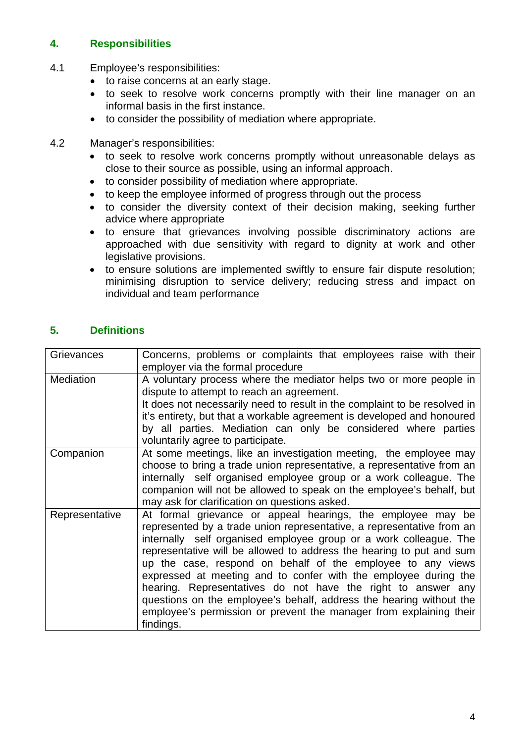## 4. Responsibilities

4.1 Employee's responsibilities:

- to raise concerns at an early stage.
- to seek to resolve work concerns promptly with their line manager on an informal basis in the first instance.
- to consider the possibility of mediation where appropriate.

4.2 Manager's responsibilities:

- to seek to resolve work concerns promptly without unreasonable delays as close to their source as possible, using an informal approach.
- to consider possibility of mediation where appropriate.
- to keep the employee informed of progress through out the process
- to consider the diversity context of their decision making, seeking further advice where appropriate
- to ensure that grievances involving possible discriminatory actions are approached with due sensitivity with regard to dignity at work and other legislative provisions.
- to ensure solutions are implemented swiftly to ensure fair dispute resolution; minimising disruption to service delivery; reducing stress and impact on individual and team performance

## 5. Definitions

| Term | Definition |
|---|---|
| Grievances | Concerns, problems or complaints that employees raise with their employer via the formal procedure |
| Mediation | A voluntary process where the mediator helps two or more people in dispute to attempt to reach an agreement.<br>It does not necessarily need to result in the complaint to be resolved in it's entirety, but that a workable agreement is developed and honoured by all parties. Mediation can only be considered where parties voluntarily agree to participate. |
| Companion | At some meetings, like an investigation meeting, the employee may choose to bring a trade union representative, a representative from an internally self organised employee group or a work colleague. The companion will not be allowed to speak on the employee's behalf, but may ask for clarification on questions asked. |
| Representative | At formal grievance or appeal hearings, the employee may be represented by a trade union representative, a representative from an internally self organised employee group or a work colleague. The representative will be allowed to address the hearing to put and sum up the case, respond on behalf of the employee to any views expressed at meeting and to confer with the employee during the hearing. Representatives do not have the right to answer any questions on the employee's behalf, address the hearing without the employee's permission or prevent the manager from explaining their findings. |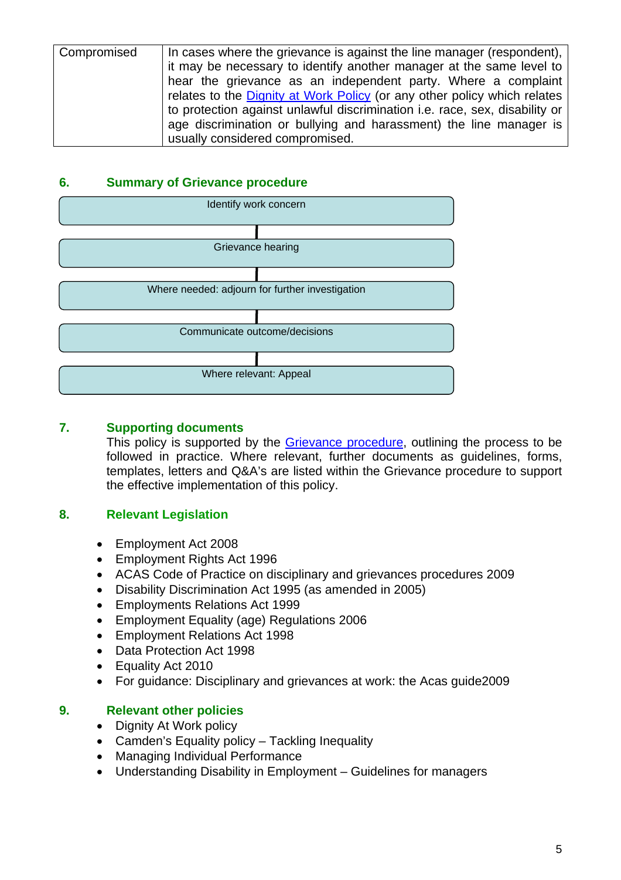| Compromised | In cases where the grievance is against the line manager (respondent), it may be necessary to identify another manager at the same level to hear the grievance as an independent party. Where a complaint relates to the Dignity at Work Policy (or any other policy which relates to protection against unlawful discrimination i.e. race, sex, disability or age discrimination or bullying and harassment) the line manager is usually considered compromised. |
|---|---|

## 6. Summary of Grievance procedure

Identify work concern
↓
Grievance hearing
↓
Where needed: adjourn for further investigation
↓
Communicate outcome/decisions
↓
Where relevant: Appeal

## 7. Supporting documents

This policy is supported by the Grievance procedure, outlining the process to be followed in practice. Where relevant, further documents as guidelines, forms, templates, letters and Q&A's are listed within the Grievance procedure to support the effective implementation of this policy.

## 8. Relevant Legislation

- Employment Act 2008
- Employment Rights Act 1996
- ACAS Code of Practice on disciplinary and grievances procedures 2009
- Disability Discrimination Act 1995 (as amended in 2005)
- Employments Relations Act 1999
- Employment Equality (age) Regulations 2006
- Employment Relations Act 1998
- Data Protection Act 1998
- Equality Act 2010
- For guidance: Disciplinary and grievances at work: the Acas guide2009

## 9. Relevant other policies

- Dignity At Work policy
- Camden's Equality policy – Tackling Inequality
- Managing Individual Performance
- Understanding Disability in Employment – Guidelines for managers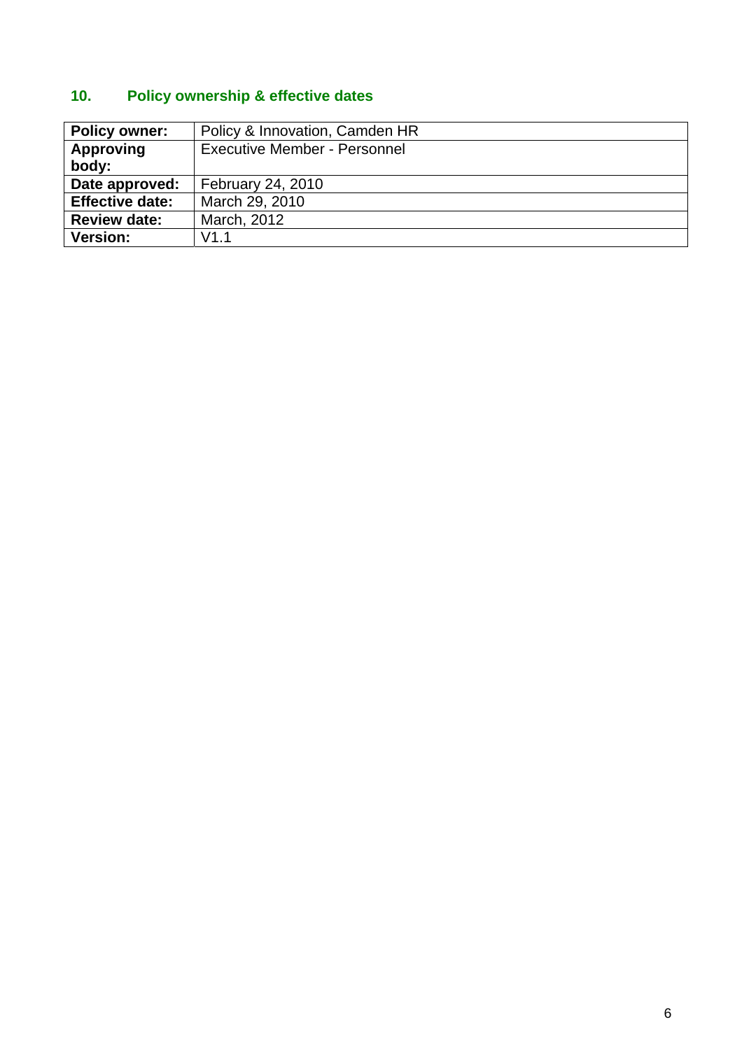## 10. Policy ownership & effective dates

| | |
|---|---|
| **Policy owner:** | Policy & Innovation, Camden HR |
| **Approving body:** | Executive Member - Personnel |
| **Date approved:** | February 24, 2010 |
| **Effective date:** | March 29, 2010 |
| **Review date:** | March, 2012 |
| **Version:** | V1.1 |